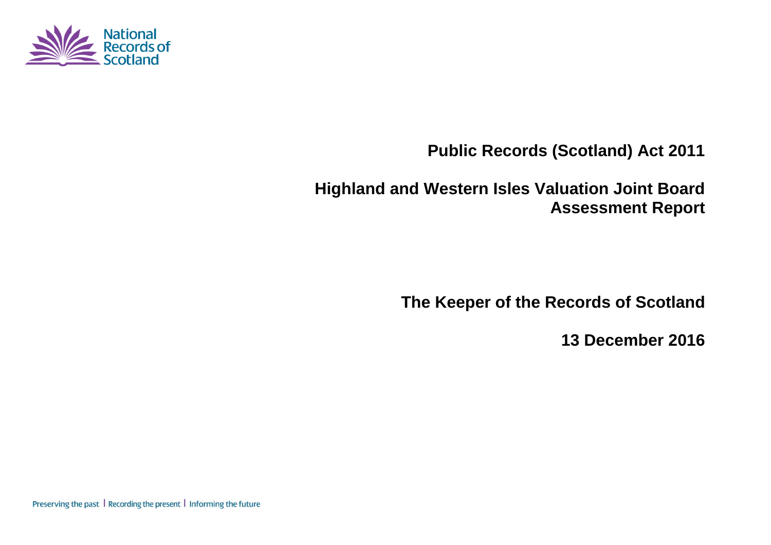# Public Records (Scotland) Act 2011

## Highland and Western Isles Valuation Joint Board Assessment Report

**The Keeper of the Records of Scotland**

**13 December 2016**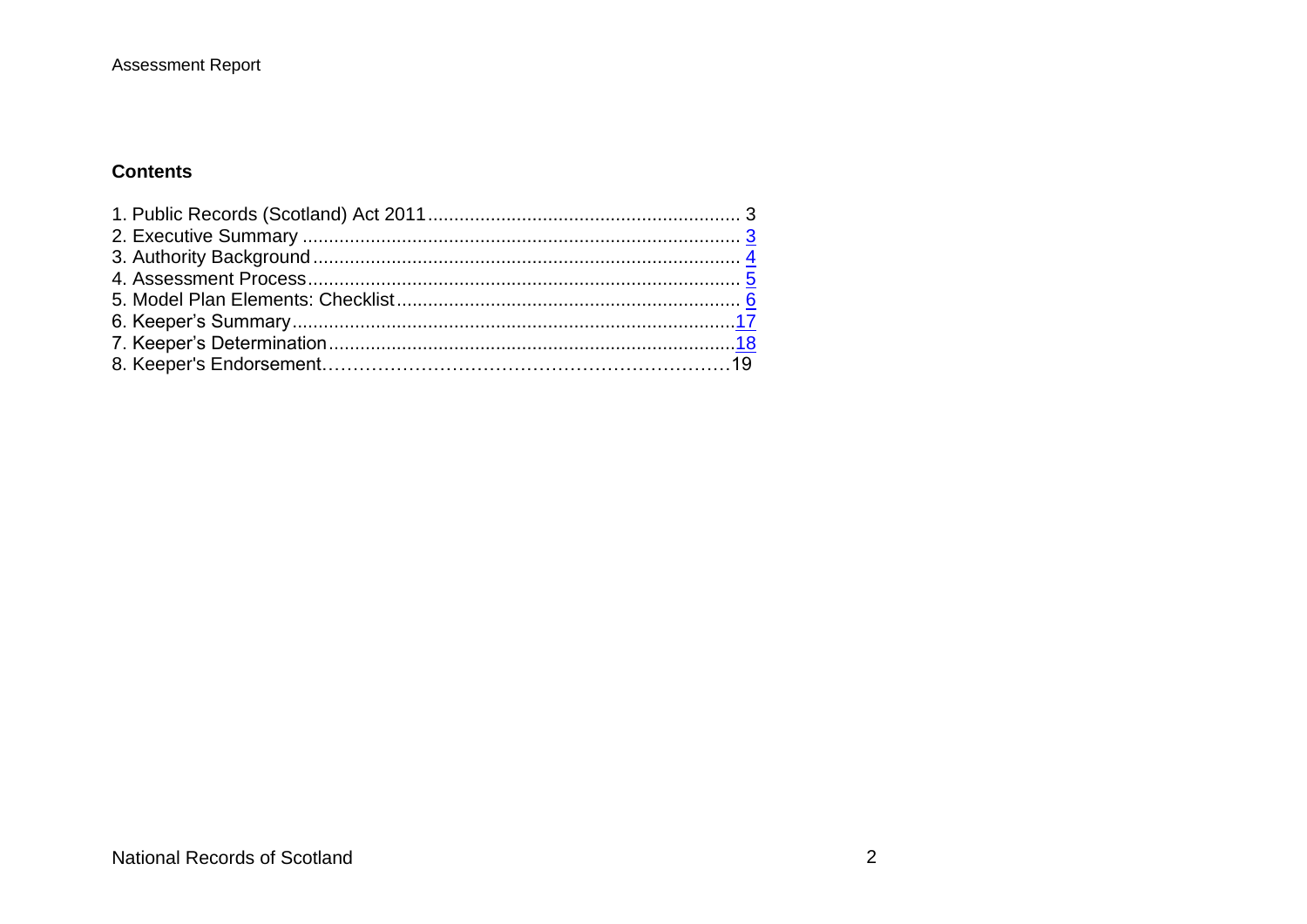## Contents

1. Public Records (Scotland) Act 2011 ........................................................... 3
2. Executive Summary .................................................................................... 3
3. Authority Background ................................................................................. 4
4. Assessment Process .................................................................................. 5
5. Model Plan Elements: Checklist .................................................................. 6
6. Keeper's Summary .................................................................................... 17
7. Keeper's Determination ............................................................................. 18
8. Keeper's Endorsement ............................................................................... 19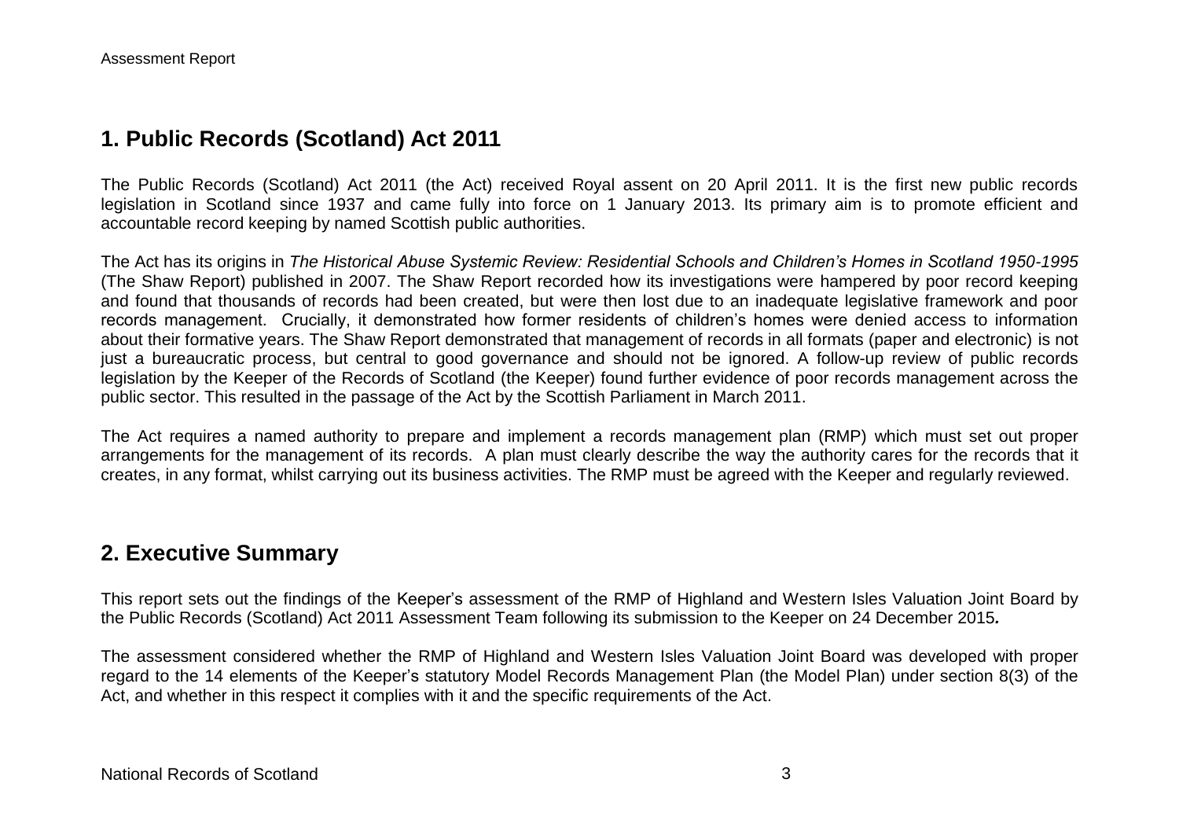## 1. Public Records (Scotland) Act 2011

The Public Records (Scotland) Act 2011 (the Act) received Royal assent on 20 April 2011. It is the first new public records legislation in Scotland since 1937 and came fully into force on 1 January 2013. Its primary aim is to promote efficient and accountable record keeping by named Scottish public authorities.

The Act has its origins in *The Historical Abuse Systemic Review: Residential Schools and Children's Homes in Scotland 1950-1995* (The Shaw Report) published in 2007. The Shaw Report recorded how its investigations were hampered by poor record keeping and found that thousands of records had been created, but were then lost due to an inadequate legislative framework and poor records management. Crucially, it demonstrated how former residents of children's homes were denied access to information about their formative years. The Shaw Report demonstrated that management of records in all formats (paper and electronic) is not just a bureaucratic process, but central to good governance and should not be ignored. A follow-up review of public records legislation by the Keeper of the Records of Scotland (the Keeper) found further evidence of poor records management across the public sector. This resulted in the passage of the Act by the Scottish Parliament in March 2011.

The Act requires a named authority to prepare and implement a records management plan (RMP) which must set out proper arrangements for the management of its records. A plan must clearly describe the way the authority cares for the records that it creates, in any format, whilst carrying out its business activities. The RMP must be agreed with the Keeper and regularly reviewed.

## 2. Executive Summary

This report sets out the findings of the Keeper's assessment of the RMP of Highland and Western Isles Valuation Joint Board by the Public Records (Scotland) Act 2011 Assessment Team following its submission to the Keeper on 24 December 2015**.**

The assessment considered whether the RMP of Highland and Western Isles Valuation Joint Board was developed with proper regard to the 14 elements of the Keeper's statutory Model Records Management Plan (the Model Plan) under section 8(3) of the Act, and whether in this respect it complies with it and the specific requirements of the Act.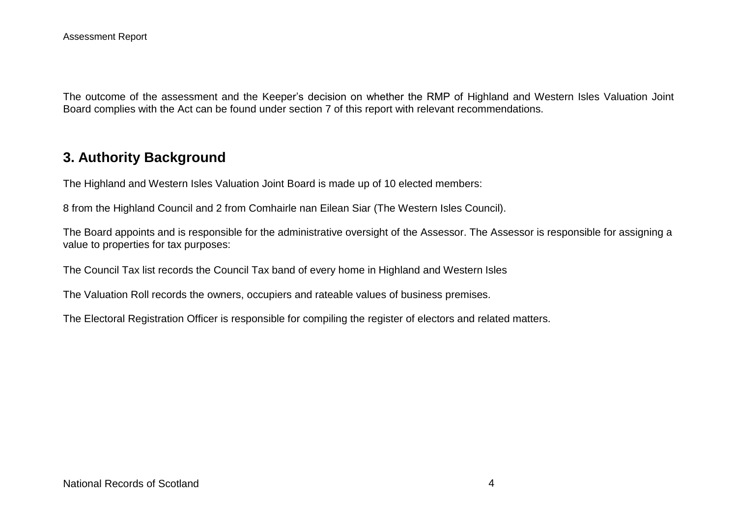The outcome of the assessment and the Keeper's decision on whether the RMP of Highland and Western Isles Valuation Joint Board complies with the Act can be found under section 7 of this report with relevant recommendations.

## 3. Authority Background

The Highland and Western Isles Valuation Joint Board is made up of 10 elected members:

8 from the Highland Council and 2 from Comhairle nan Eilean Siar (The Western Isles Council).

The Board appoints and is responsible for the administrative oversight of the Assessor. The Assessor is responsible for assigning a value to properties for tax purposes:

The Council Tax list records the Council Tax band of every home in Highland and Western Isles

The Valuation Roll records the owners, occupiers and rateable values of business premises.

The Electoral Registration Officer is responsible for compiling the register of electors and related matters.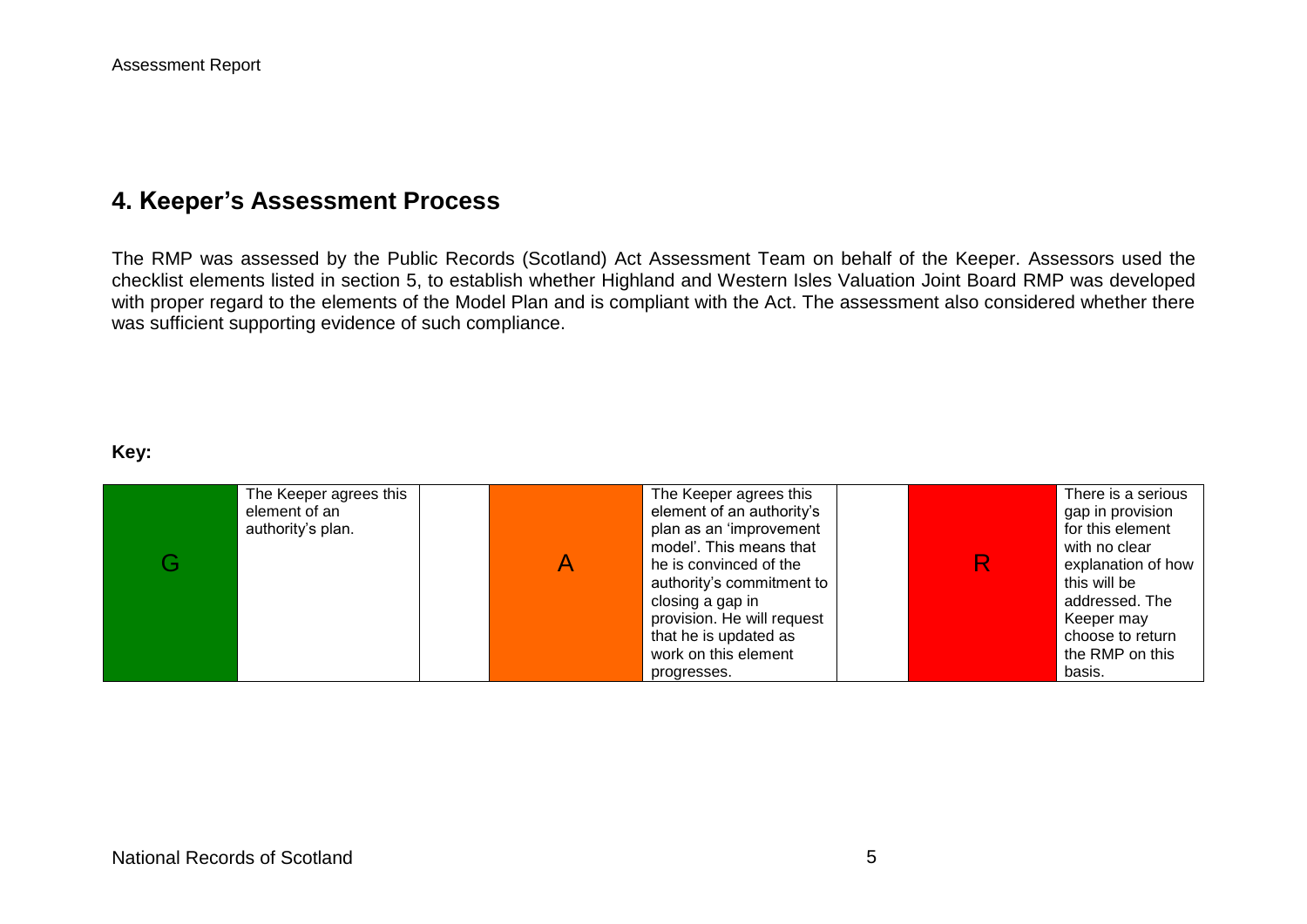## 4. Keeper's Assessment Process

The RMP was assessed by the Public Records (Scotland) Act Assessment Team on behalf of the Keeper. Assessors used the checklist elements listed in section 5, to establish whether Highland and Western Isles Valuation Joint Board RMP was developed with proper regard to the elements of the Model Plan and is compliant with the Act. The assessment also considered whether there was sufficient supporting evidence of such compliance.

**Key:**

| G | The Keeper agrees this element of an authority's plan. | | A | The Keeper agrees this element of an authority's plan as an 'improvement model'. This means that he is convinced of the authority's commitment to closing a gap in provision. He will request that he is updated as work on this element progresses. | | R | There is a serious gap in provision for this element with no clear explanation of how this will be addressed. The Keeper may choose to return the RMP on this basis. |
|---|---|---|---|---|---|---|---|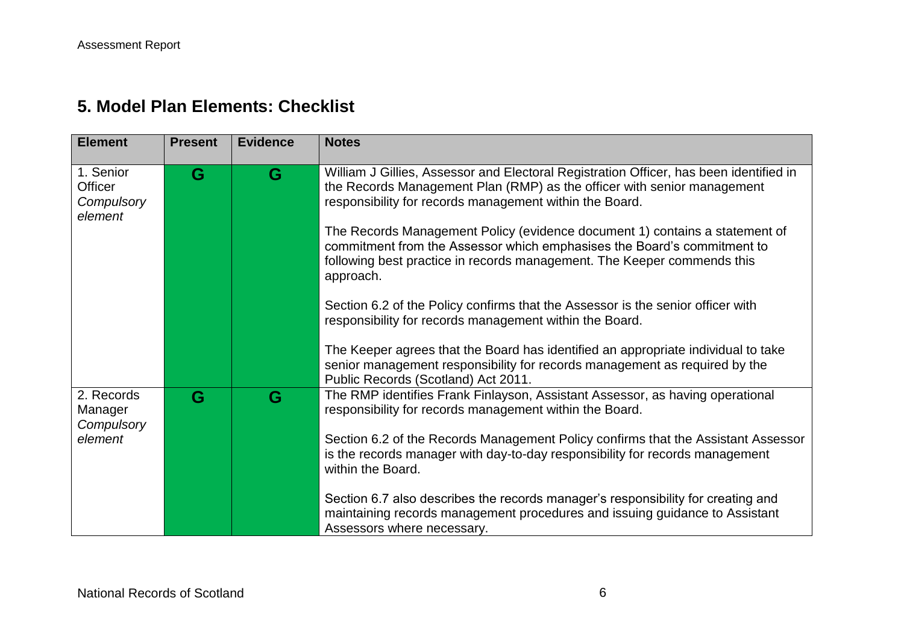## 5. Model Plan Elements: Checklist

| Element | Present | Evidence | Notes |
|---|---|---|---|
| 1. Senior Officer *Compulsory element* | G | G | William J Gillies, Assessor and Electoral Registration Officer, has been identified in the Records Management Plan (RMP) as the officer with senior management responsibility for records management within the Board.<br><br>The Records Management Policy (evidence document 1) contains a statement of commitment from the Assessor which emphasises the Board's commitment to following best practice in records management. The Keeper commends this approach.<br><br>Section 6.2 of the Policy confirms that the Assessor is the senior officer with responsibility for records management within the Board.<br><br>The Keeper agrees that the Board has identified an appropriate individual to take senior management responsibility for records management as required by the Public Records (Scotland) Act 2011. |
| 2. Records Manager *Compulsory element* | G | G | The RMP identifies Frank Finlayson, Assistant Assessor, as having operational responsibility for records management within the Board.<br><br>Section 6.2 of the Records Management Policy confirms that the Assistant Assessor is the records manager with day-to-day responsibility for records management within the Board.<br><br>Section 6.7 also describes the records manager's responsibility for creating and maintaining records management procedures and issuing guidance to Assistant Assessors where necessary. |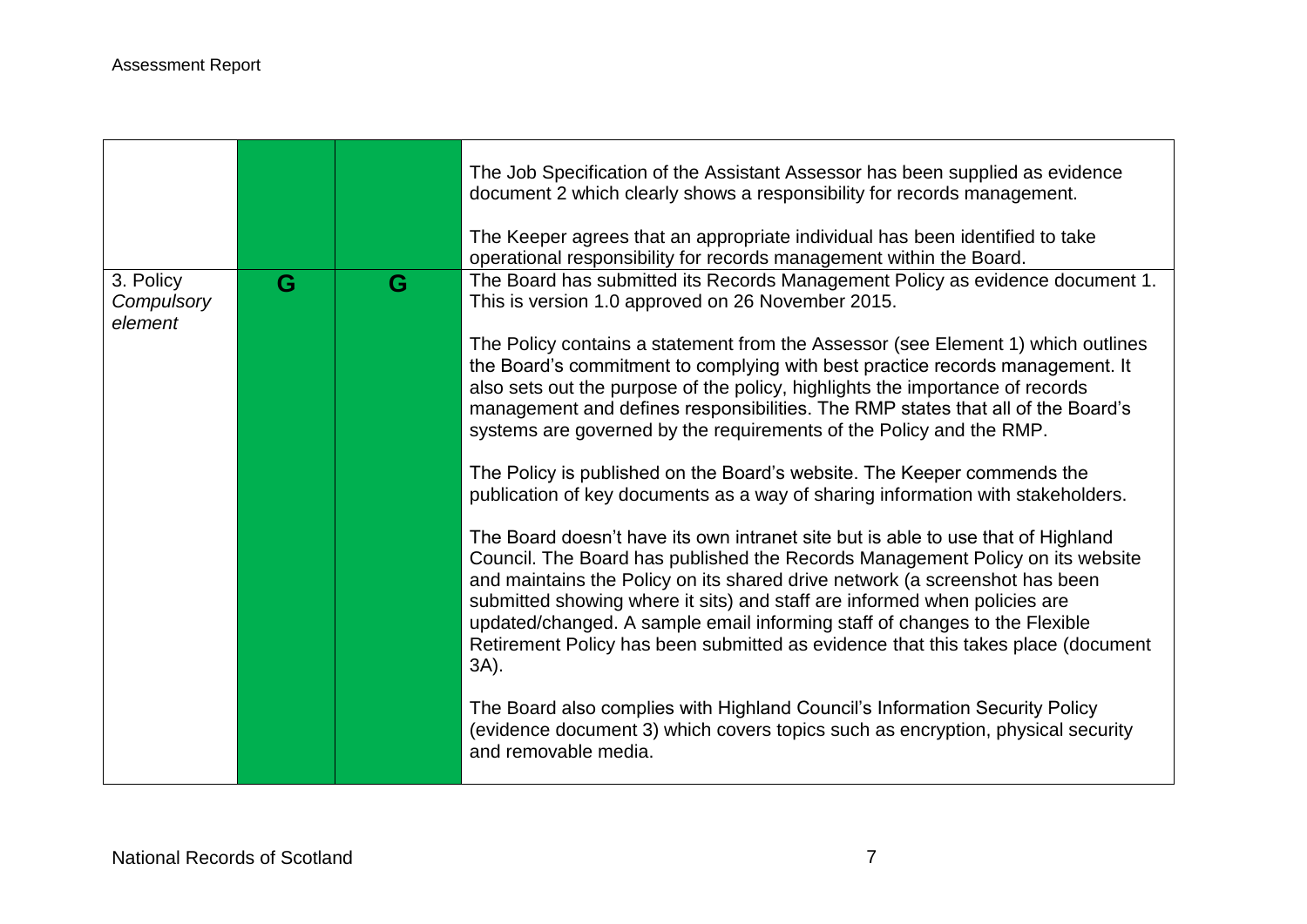| | | | |
|---|---|---|---|
| | | | The Job Specification of the Assistant Assessor has been supplied as evidence document 2 which clearly shows a responsibility for records management.<br><br>The Keeper agrees that an appropriate individual has been identified to take operational responsibility for records management within the Board. |
| 3. Policy *Compulsory element* | G | G | The Board has submitted its Records Management Policy as evidence document 1. This is version 1.0 approved on 26 November 2015.<br><br>The Policy contains a statement from the Assessor (see Element 1) which outlines the Board's commitment to complying with best practice records management. It also sets out the purpose of the policy, highlights the importance of records management and defines responsibilities. The RMP states that all of the Board's systems are governed by the requirements of the Policy and the RMP.<br><br>The Policy is published on the Board's website. The Keeper commends the publication of key documents as a way of sharing information with stakeholders.<br><br>The Board doesn't have its own intranet site but is able to use that of Highland Council. The Board has published the Records Management Policy on its website and maintains the Policy on its shared drive network (a screenshot has been submitted showing where it sits) and staff are informed when policies are updated/changed. A sample email informing staff of changes to the Flexible Retirement Policy has been submitted as evidence that this takes place (document 3A).<br><br>The Board also complies with Highland Council's Information Security Policy (evidence document 3) which covers topics such as encryption, physical security and removable media. |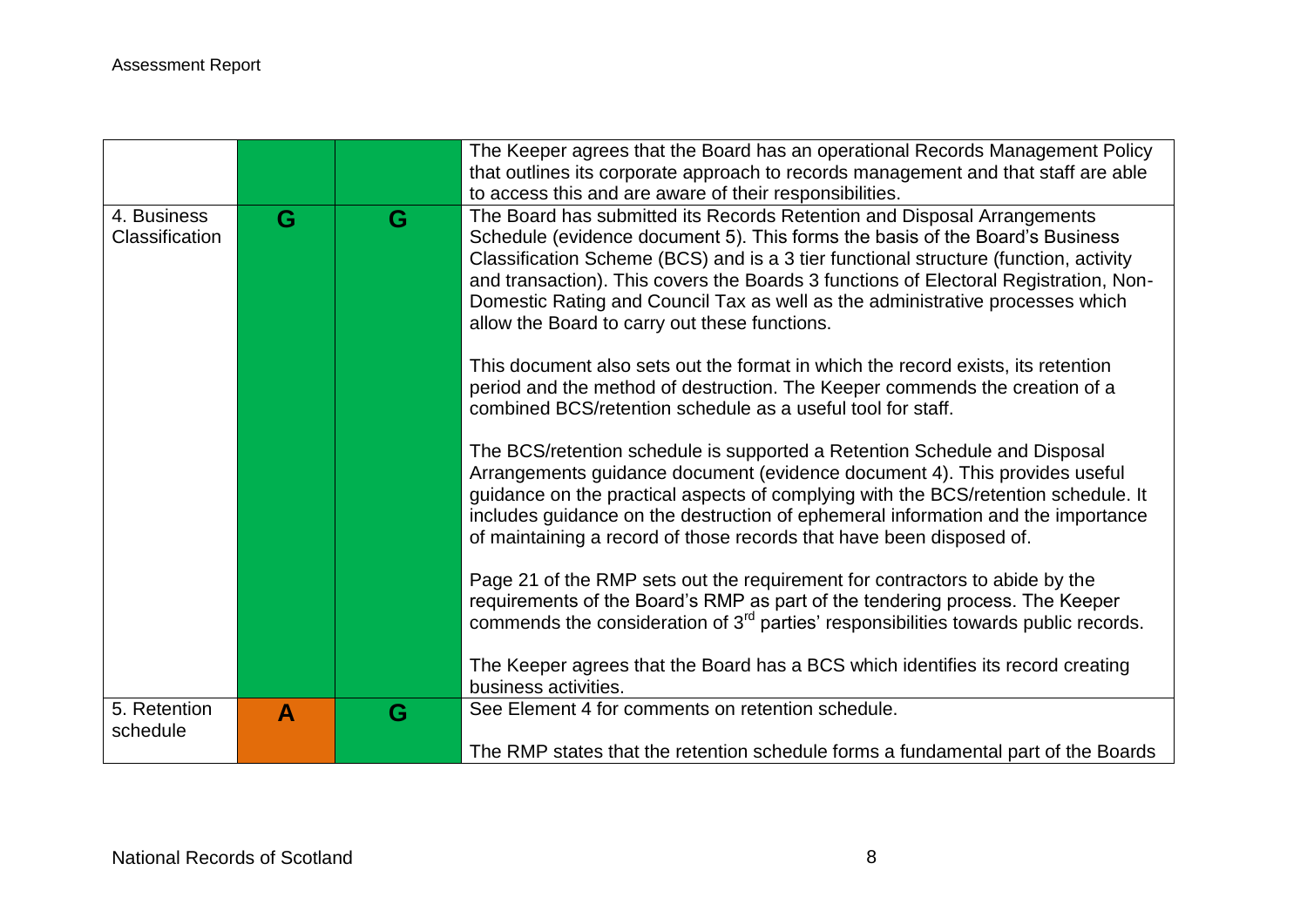|  |  |  | The Keeper agrees that the Board has an operational Records Management Policy that outlines its corporate approach to records management and that staff are able to access this and are aware of their responsibilities. |
|---|---|---|---|
| 4. Business Classification | G | G | The Board has submitted its Records Retention and Disposal Arrangements Schedule (evidence document 5). This forms the basis of the Board's Business Classification Scheme (BCS) and is a 3 tier functional structure (function, activity and transaction). This covers the Boards 3 functions of Electoral Registration, Non-Domestic Rating and Council Tax as well as the administrative processes which allow the Board to carry out these functions.<br><br>This document also sets out the format in which the record exists, its retention period and the method of destruction. The Keeper commends the creation of a combined BCS/retention schedule as a useful tool for staff.<br><br>The BCS/retention schedule is supported a Retention Schedule and Disposal Arrangements guidance document (evidence document 4). This provides useful guidance on the practical aspects of complying with the BCS/retention schedule. It includes guidance on the destruction of ephemeral information and the importance of maintaining a record of those records that have been disposed of.<br><br>Page 21 of the RMP sets out the requirement for contractors to abide by the requirements of the Board's RMP as part of the tendering process. The Keeper commends the consideration of 3rd parties' responsibilities towards public records.<br><br>The Keeper agrees that the Board has a BCS which identifies its record creating business activities. |
| 5. Retention schedule | A | G | See Element 4 for comments on retention schedule.<br><br>The RMP states that the retention schedule forms a fundamental part of the Boards |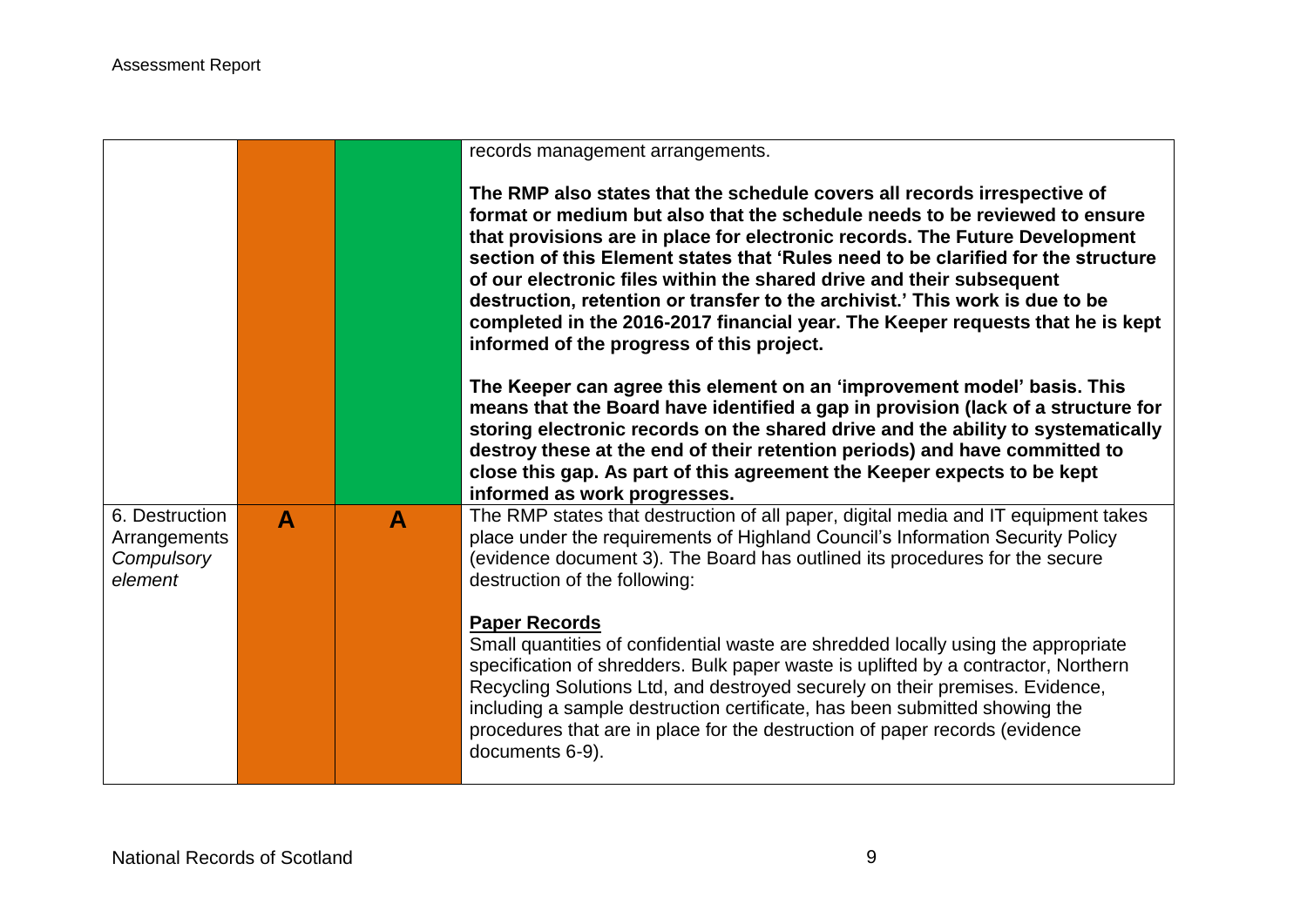| | | | |
|---|---|---|---|
| | | | records management arrangements.<br><br>**The RMP also states that the schedule covers all records irrespective of format or medium but also that the schedule needs to be reviewed to ensure that provisions are in place for electronic records. The Future Development section of this Element states that 'Rules need to be clarified for the structure of our electronic files within the shared drive and their subsequent destruction, retention or transfer to the archivist.' This work is due to be completed in the 2016-2017 financial year. The Keeper requests that he is kept informed of the progress of this project.**<br><br>**The Keeper can agree this element on an 'improvement model' basis. This means that the Board have identified a gap in provision (lack of a structure for storing electronic records on the shared drive and the ability to systematically destroy these at the end of their retention periods) and have committed to close this gap. As part of this agreement the Keeper expects to be kept informed as work progresses.** |
| 6. Destruction Arrangements *Compulsory element* | **A** | **A** | The RMP states that destruction of all paper, digital media and IT equipment takes place under the requirements of Highland Council's Information Security Policy (evidence document 3). The Board has outlined its procedures for the secure destruction of the following:<br><br>**<u>Paper Records</u>**<br>Small quantities of confidential waste are shredded locally using the appropriate specification of shredders. Bulk paper waste is uplifted by a contractor, Northern Recycling Solutions Ltd, and destroyed securely on their premises. Evidence, including a sample destruction certificate, has been submitted showing the procedures that are in place for the destruction of paper records (evidence documents 6-9). |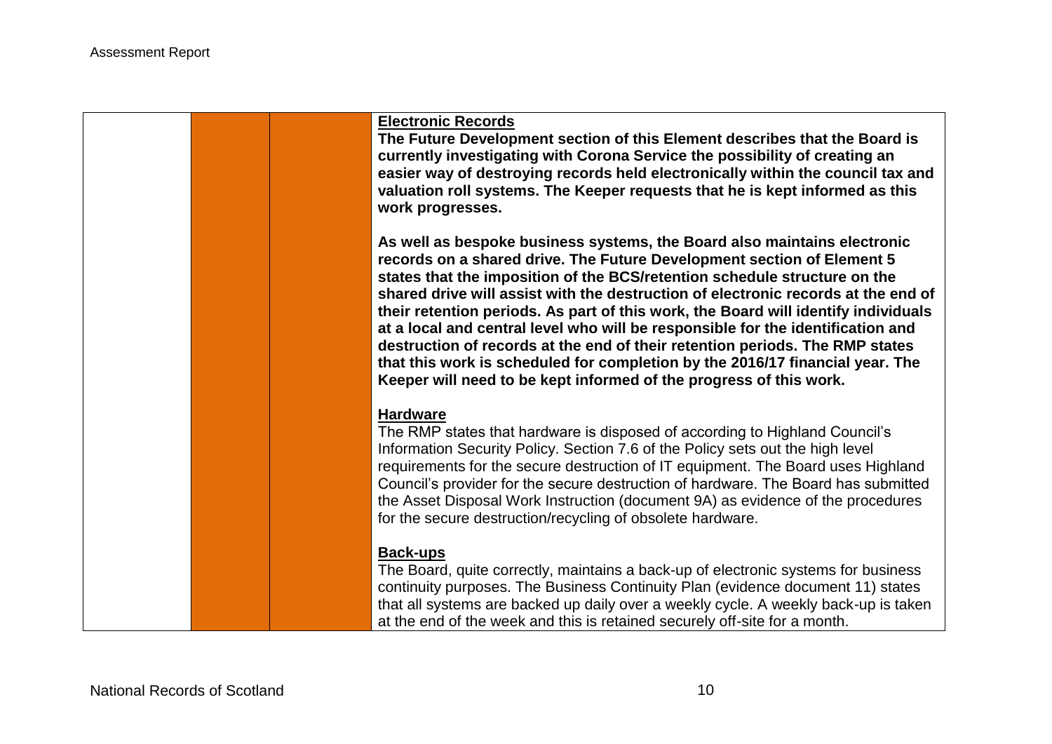| | | | |
|---|---|---|---|
| | | | **Electronic Records**<br>**The Future Development section of this Element describes that the Board is currently investigating with Corona Service the possibility of creating an easier way of destroying records held electronically within the council tax and valuation roll systems. The Keeper requests that he is kept informed as this work progresses.**<br><br>**As well as bespoke business systems, the Board also maintains electronic records on a shared drive. The Future Development section of Element 5 states that the imposition of the BCS/retention schedule structure on the shared drive will assist with the destruction of electronic records at the end of their retention periods. As part of this work, the Board will identify individuals at a local and central level who will be responsible for the identification and destruction of records at the end of their retention periods. The RMP states that this work is scheduled for completion by the 2016/17 financial year. The Keeper will need to be kept informed of the progress of this work.**<br><br>**Hardware**<br>The RMP states that hardware is disposed of according to Highland Council's Information Security Policy. Section 7.6 of the Policy sets out the high level requirements for the secure destruction of IT equipment. The Board uses Highland Council's provider for the secure destruction of hardware. The Board has submitted the Asset Disposal Work Instruction (document 9A) as evidence of the procedures for the secure destruction/recycling of obsolete hardware.<br><br>**Back-ups**<br>The Board, quite correctly, maintains a back-up of electronic systems for business continuity purposes. The Business Continuity Plan (evidence document 11) states that all systems are backed up daily over a weekly cycle. A weekly back-up is taken at the end of the week and this is retained securely off-site for a month. |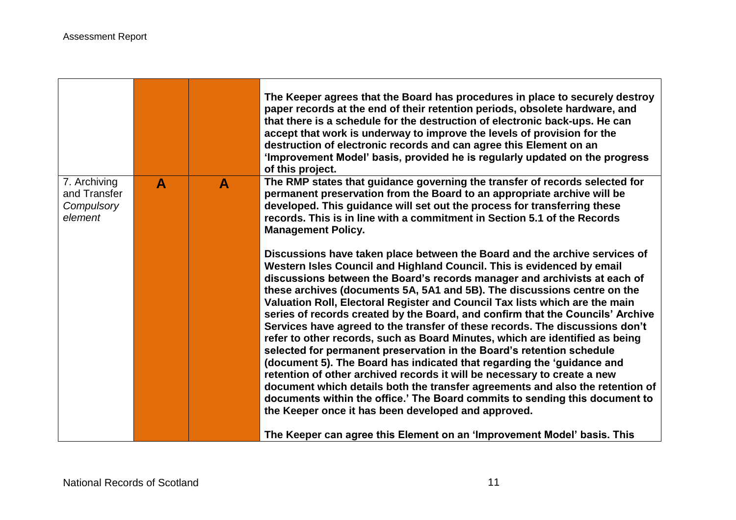| | | | |
|---|---|---|---|
| | | | **The Keeper agrees that the Board has procedures in place to securely destroy paper records at the end of their retention periods, obsolete hardware, and that there is a schedule for the destruction of electronic back-ups. He can accept that work is underway to improve the levels of provision for the destruction of electronic records and can agree this Element on an 'Improvement Model' basis, provided he is regularly updated on the progress of this project.** |
| 7. Archiving and Transfer *Compulsory element* | **A** | **A** | **The RMP states that guidance governing the transfer of records selected for permanent preservation from the Board to an appropriate archive will be developed. This guidance will set out the process for transferring these records. This is in line with a commitment in Section 5.1 of the Records Management Policy.**<br><br>**Discussions have taken place between the Board and the archive services of Western Isles Council and Highland Council. This is evidenced by email discussions between the Board's records manager and archivists at each of these archives (documents 5A, 5A1 and 5B). The discussions centre on the Valuation Roll, Electoral Register and Council Tax lists which are the main series of records created by the Board, and confirm that the Councils' Archive Services have agreed to the transfer of these records. The discussions don't refer to other records, such as Board Minutes, which are identified as being selected for permanent preservation in the Board's retention schedule (document 5). The Board has indicated that regarding the 'guidance and retention of other archived records it will be necessary to create a new document which details both the transfer agreements and also the retention of documents within the office.' The Board commits to sending this document to the Keeper once it has been developed and approved.**<br><br>**The Keeper can agree this Element on an 'Improvement Model' basis. This** |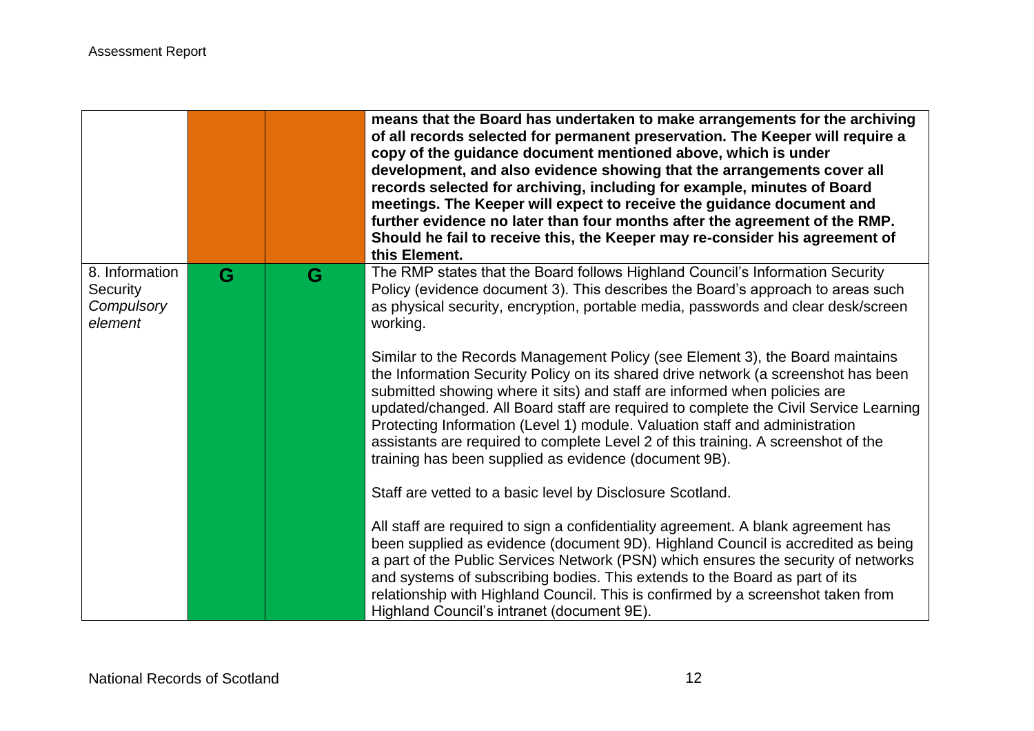| | | | |
|---|---|---|---|
| | | | **means that the Board has undertaken to make arrangements for the archiving of all records selected for permanent preservation. The Keeper will require a copy of the guidance document mentioned above, which is under development, and also evidence showing that the arrangements cover all records selected for archiving, including for example, minutes of Board meetings. The Keeper will expect to receive the guidance document and further evidence no later than four months after the agreement of the RMP. Should he fail to receive this, the Keeper may re-consider his agreement of this Element.** |
| 8. Information Security *Compulsory element* | G | G | The RMP states that the Board follows Highland Council's Information Security Policy (evidence document 3). This describes the Board's approach to areas such as physical security, encryption, portable media, passwords and clear desk/screen working.<br><br>Similar to the Records Management Policy (see Element 3), the Board maintains the Information Security Policy on its shared drive network (a screenshot has been submitted showing where it sits) and staff are informed when policies are updated/changed. All Board staff are required to complete the Civil Service Learning Protecting Information (Level 1) module. Valuation staff and administration assistants are required to complete Level 2 of this training. A screenshot of the training has been supplied as evidence (document 9B).<br><br>Staff are vetted to a basic level by Disclosure Scotland.<br><br>All staff are required to sign a confidentiality agreement. A blank agreement has been supplied as evidence (document 9D). Highland Council is accredited as being a part of the Public Services Network (PSN) which ensures the security of networks and systems of subscribing bodies. This extends to the Board as part of its relationship with Highland Council. This is confirmed by a screenshot taken from Highland Council's intranet (document 9E). |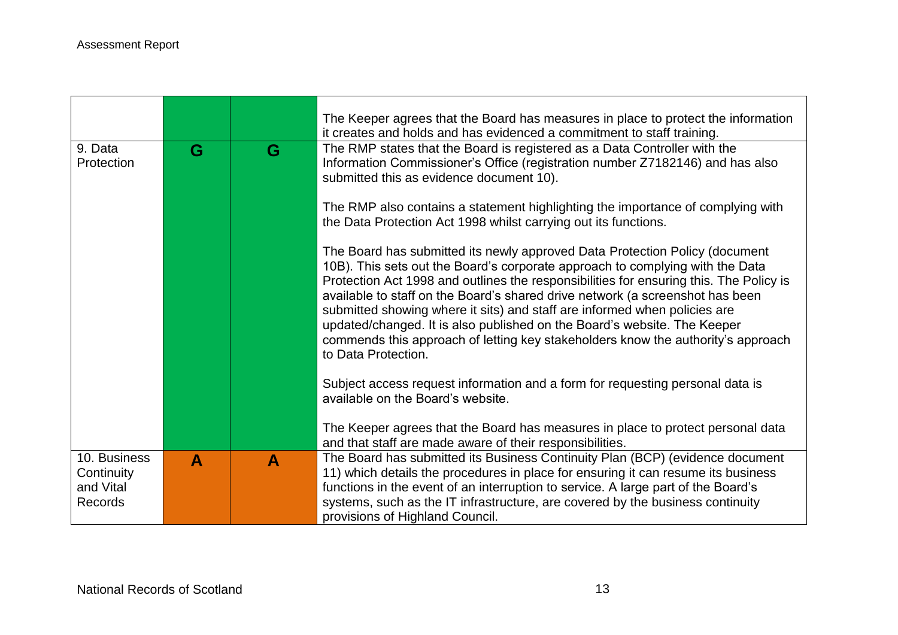| | | | |
|---|---|---|---|
| | | | The Keeper agrees that the Board has measures in place to protect the information it creates and holds and has evidenced a commitment to staff training. |
| 9. Data Protection | G | G | The RMP states that the Board is registered as a Data Controller with the Information Commissioner's Office (registration number Z7182146) and has also submitted this as evidence document 10).<br><br>The RMP also contains a statement highlighting the importance of complying with the Data Protection Act 1998 whilst carrying out its functions.<br><br>The Board has submitted its newly approved Data Protection Policy (document 10B). This sets out the Board's corporate approach to complying with the Data Protection Act 1998 and outlines the responsibilities for ensuring this. The Policy is available to staff on the Board's shared drive network (a screenshot has been submitted showing where it sits) and staff are informed when policies are updated/changed. It is also published on the Board's website. The Keeper commends this approach of letting key stakeholders know the authority's approach to Data Protection.<br><br>Subject access request information and a form for requesting personal data is available on the Board's website.<br><br>The Keeper agrees that the Board has measures in place to protect personal data and that staff are made aware of their responsibilities. |
| 10. Business Continuity and Vital Records | A | A | The Board has submitted its Business Continuity Plan (BCP) (evidence document 11) which details the procedures in place for ensuring it can resume its business functions in the event of an interruption to service. A large part of the Board's systems, such as the IT infrastructure, are covered by the business continuity provisions of Highland Council. |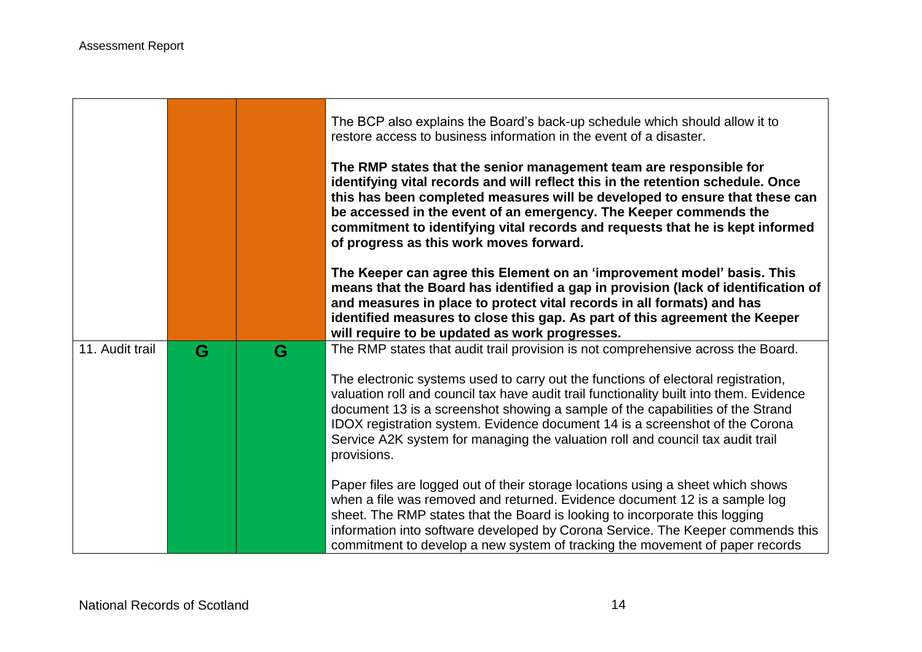| | | | |
|---|---|---|---|
| | | | The BCP also explains the Board's back-up schedule which should allow it to restore access to business information in the event of a disaster.<br><br>**The RMP states that the senior management team are responsible for identifying vital records and will reflect this in the retention schedule. Once this has been completed measures will be developed to ensure that these can be accessed in the event of an emergency. The Keeper commends the commitment to identifying vital records and requests that he is kept informed of progress as this work moves forward.**<br><br>**The Keeper can agree this Element on an 'improvement model' basis. This means that the Board has identified a gap in provision (lack of identification of and measures in place to protect vital records in all formats) and has identified measures to close this gap. As part of this agreement the Keeper will require to be updated as work progresses.** |
| 11. Audit trail | G | G | The RMP states that audit trail provision is not comprehensive across the Board.<br><br>The electronic systems used to carry out the functions of electoral registration, valuation roll and council tax have audit trail functionality built into them. Evidence document 13 is a screenshot showing a sample of the capabilities of the Strand IDOX registration system. Evidence document 14 is a screenshot of the Corona Service A2K system for managing the valuation roll and council tax audit trail provisions.<br><br>Paper files are logged out of their storage locations using a sheet which shows when a file was removed and returned. Evidence document 12 is a sample log sheet. The RMP states that the Board is looking to incorporate this logging information into software developed by Corona Service. The Keeper commends this commitment to develop a new system of tracking the movement of paper records |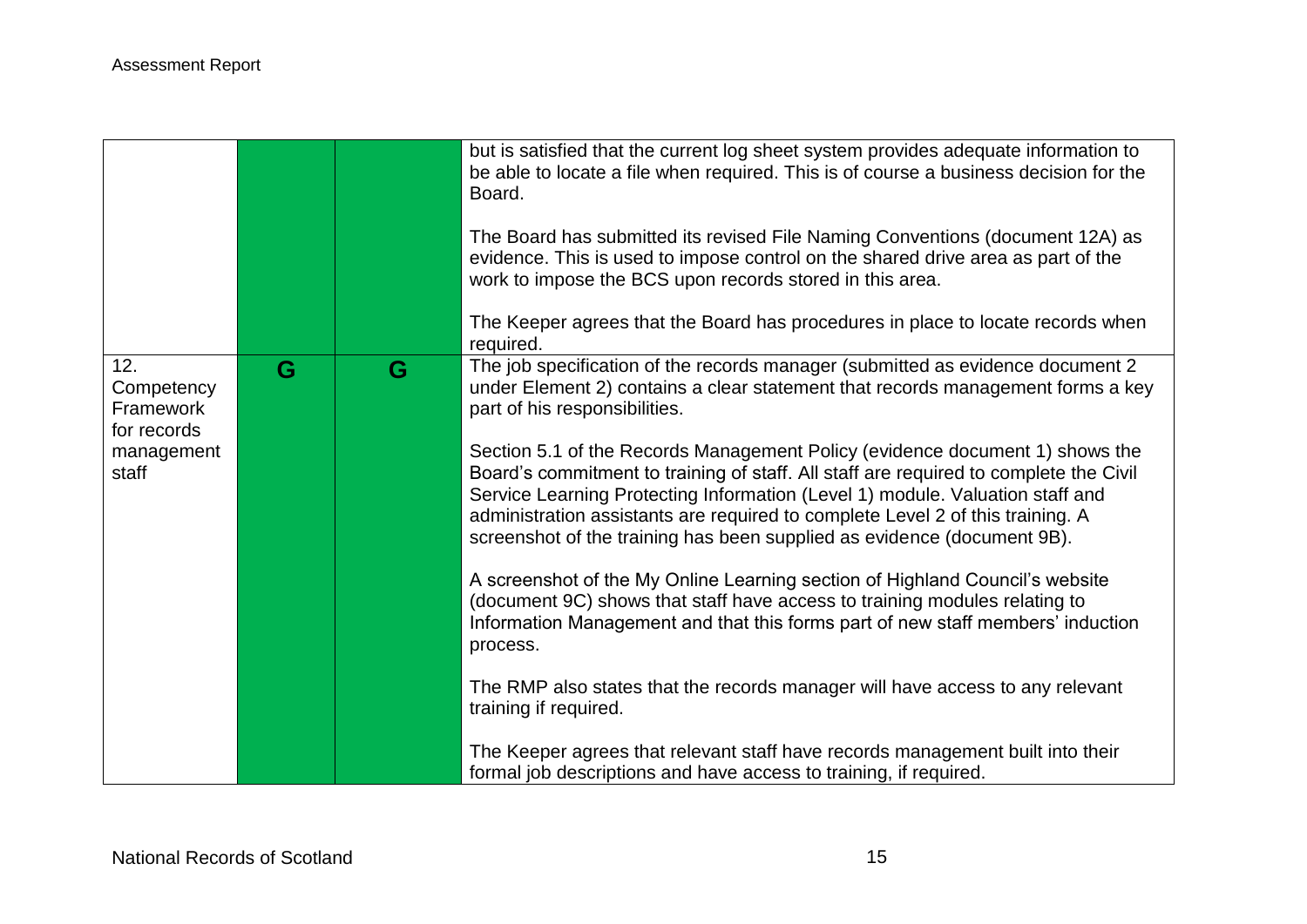| | | | |
|---|---|---|---|
| | | | but is satisfied that the current log sheet system provides adequate information to be able to locate a file when required. This is of course a business decision for the Board.<br><br>The Board has submitted its revised File Naming Conventions (document 12A) as evidence. This is used to impose control on the shared drive area as part of the work to impose the BCS upon records stored in this area.<br><br>The Keeper agrees that the Board has procedures in place to locate records when required. |
| 12. Competency Framework for records management staff | G | G | The job specification of the records manager (submitted as evidence document 2 under Element 2) contains a clear statement that records management forms a key part of his responsibilities.<br><br>Section 5.1 of the Records Management Policy (evidence document 1) shows the Board's commitment to training of staff. All staff are required to complete the Civil Service Learning Protecting Information (Level 1) module. Valuation staff and administration assistants are required to complete Level 2 of this training. A screenshot of the training has been supplied as evidence (document 9B).<br><br>A screenshot of the My Online Learning section of Highland Council's website (document 9C) shows that staff have access to training modules relating to Information Management and that this forms part of new staff members' induction process.<br><br>The RMP also states that the records manager will have access to any relevant training if required.<br><br>The Keeper agrees that relevant staff have records management built into their formal job descriptions and have access to training, if required. |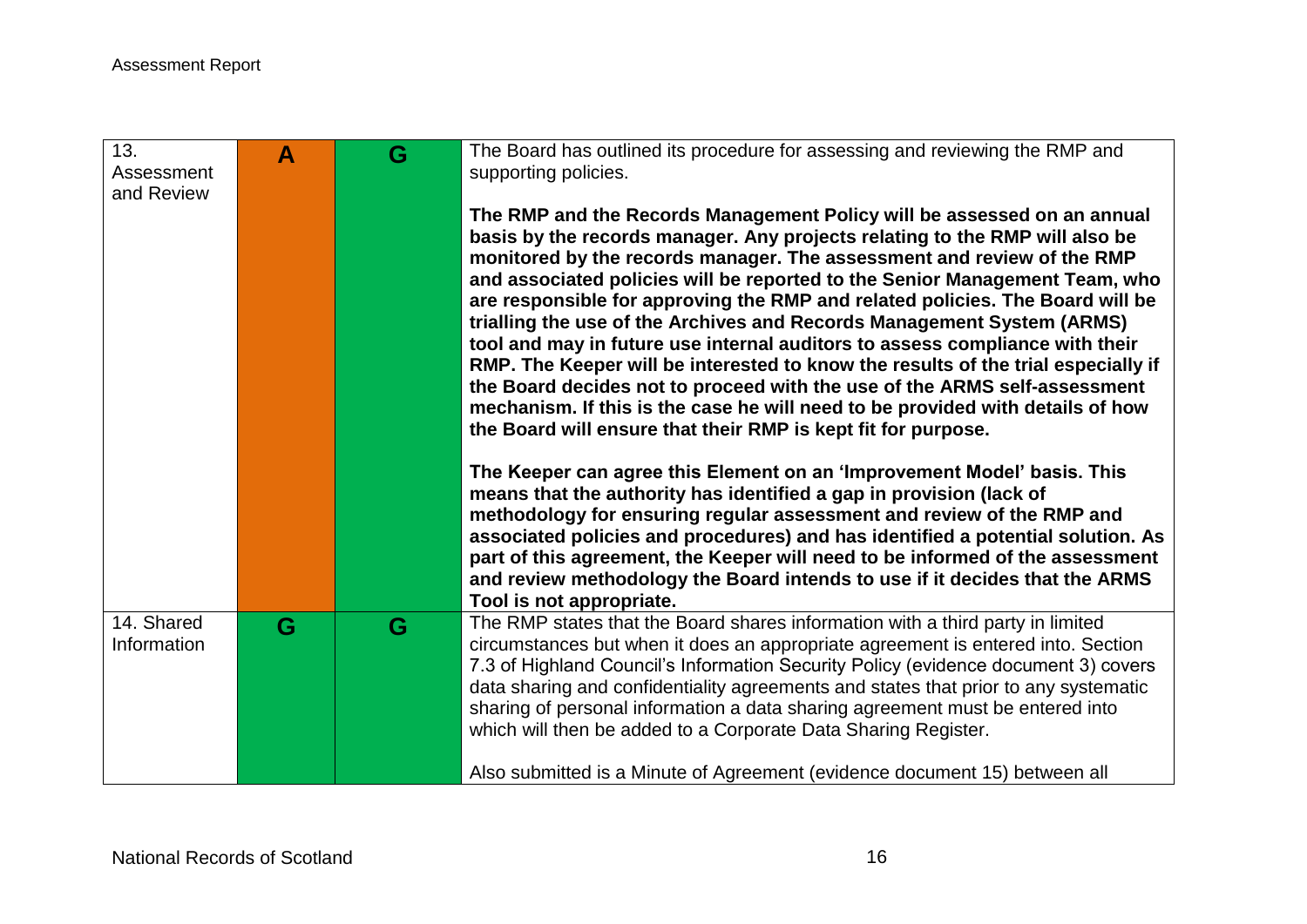| | | | |
|---|---|---|---|
| 13. Assessment and Review | A | G | The Board has outlined its procedure for assessing and reviewing the RMP and supporting policies.<br><br>**The RMP and the Records Management Policy will be assessed on an annual basis by the records manager. Any projects relating to the RMP will also be monitored by the records manager. The assessment and review of the RMP and associated policies will be reported to the Senior Management Team, who are responsible for approving the RMP and related policies. The Board will be trialling the use of the Archives and Records Management System (ARMS) tool and may in future use internal auditors to assess compliance with their RMP. The Keeper will be interested to know the results of the trial especially if the Board decides not to proceed with the use of the ARMS self-assessment mechanism. If this is the case he will need to be provided with details of how the Board will ensure that their RMP is kept fit for purpose.**<br><br>**The Keeper can agree this Element on an 'Improvement Model' basis. This means that the authority has identified a gap in provision (lack of methodology for ensuring regular assessment and review of the RMP and associated policies and procedures) and has identified a potential solution. As part of this agreement, the Keeper will need to be informed of the assessment and review methodology the Board intends to use if it decides that the ARMS Tool is not appropriate.** |
| 14. Shared Information | G | G | The RMP states that the Board shares information with a third party in limited circumstances but when it does an appropriate agreement is entered into. Section 7.3 of Highland Council's Information Security Policy (evidence document 3) covers data sharing and confidentiality agreements and states that prior to any systematic sharing of personal information a data sharing agreement must be entered into which will then be added to a Corporate Data Sharing Register.<br><br>Also submitted is a Minute of Agreement (evidence document 15) between all |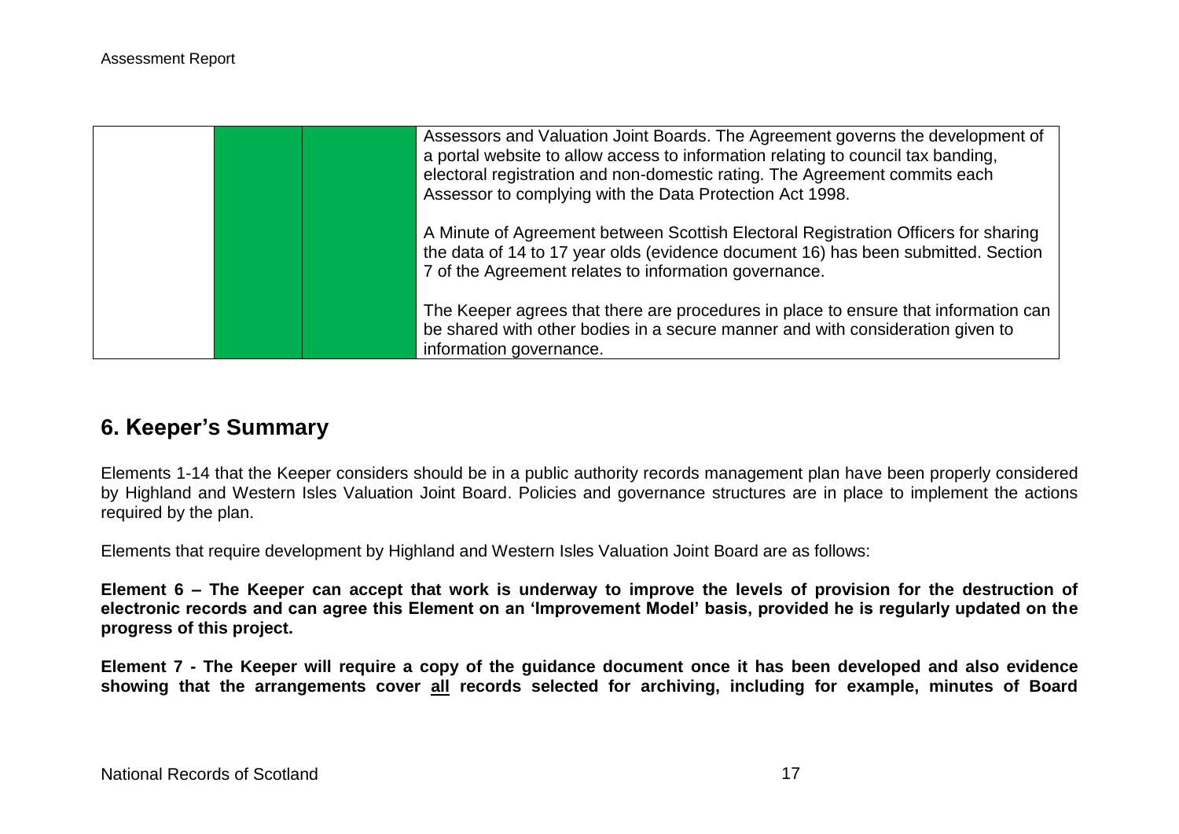| | | | |
|---|---|---|---|
| | | | Assessors and Valuation Joint Boards. The Agreement governs the development of a portal website to allow access to information relating to council tax banding, electoral registration and non-domestic rating. The Agreement commits each Assessor to complying with the Data Protection Act 1998.<br><br>A Minute of Agreement between Scottish Electoral Registration Officers for sharing the data of 14 to 17 year olds (evidence document 16) has been submitted. Section 7 of the Agreement relates to information governance.<br><br>The Keeper agrees that there are procedures in place to ensure that information can be shared with other bodies in a secure manner and with consideration given to information governance. |

## 6. Keeper's Summary

Elements 1-14 that the Keeper considers should be in a public authority records management plan have been properly considered by Highland and Western Isles Valuation Joint Board. Policies and governance structures are in place to implement the actions required by the plan.

Elements that require development by Highland and Western Isles Valuation Joint Board are as follows:

**Element 6 – The Keeper can accept that work is underway to improve the levels of provision for the destruction of electronic records and can agree this Element on an 'Improvement Model' basis, provided he is regularly updated on the progress of this project.**

**Element 7 - The Keeper will require a copy of the guidance document once it has been developed and also evidence showing that the arrangements cover <u>all</u> records selected for archiving, including for example, minutes of Board**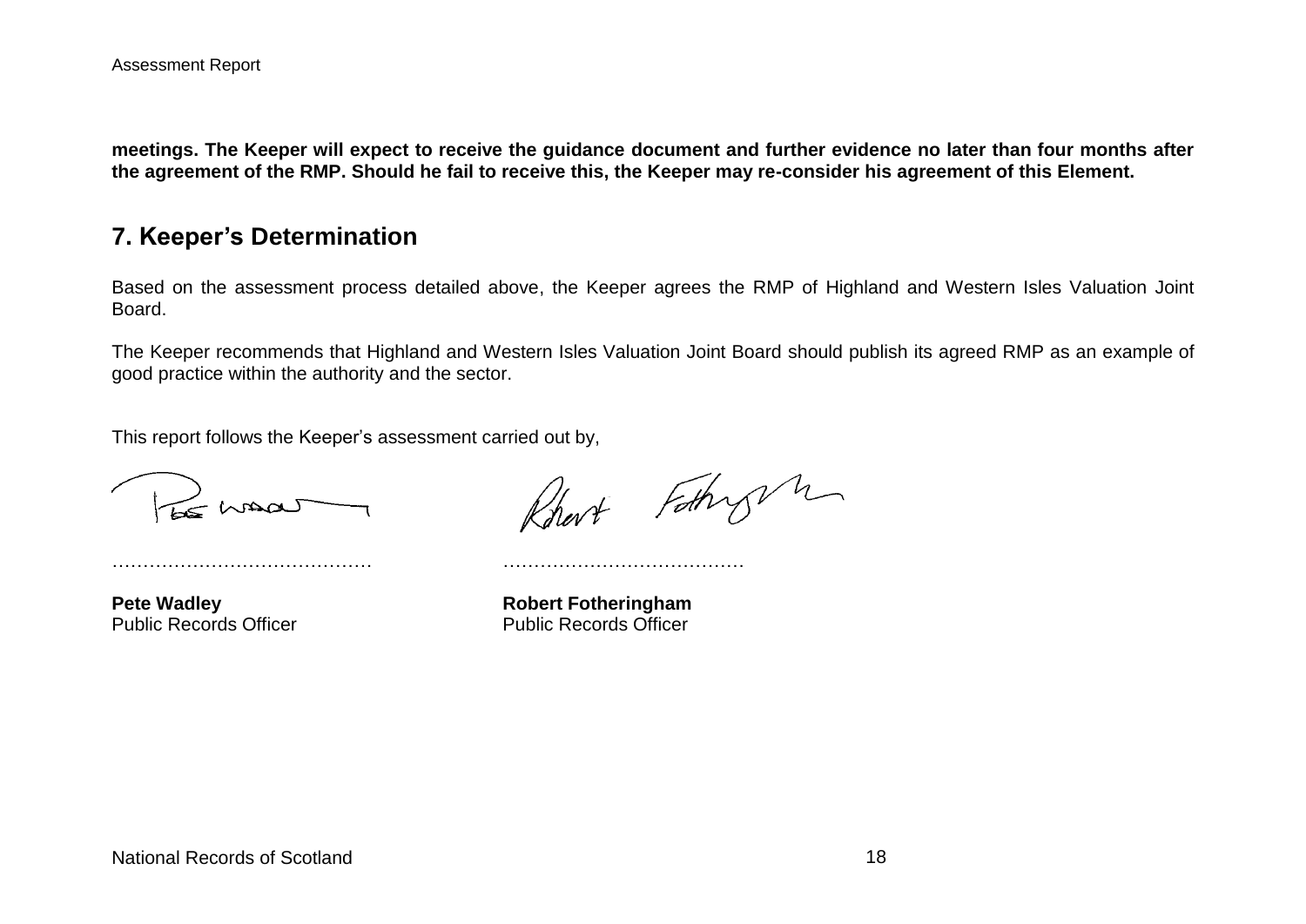**meetings. The Keeper will expect to receive the guidance document and further evidence no later than four months after the agreement of the RMP. Should he fail to receive this, the Keeper may re-consider his agreement of this Element.**

## 7. Keeper's Determination

Based on the assessment process detailed above, the Keeper agrees the RMP of Highland and Western Isles Valuation Joint Board.

The Keeper recommends that Highland and Western Isles Valuation Joint Board should publish its agreed RMP as an example of good practice within the authority and the sector.

This report follows the Keeper's assessment carried out by,

| …………………………………… | ………………………………… |
|---|---|
| **Pete Wadley** | **Robert Fotheringham** |
| Public Records Officer | Public Records Officer |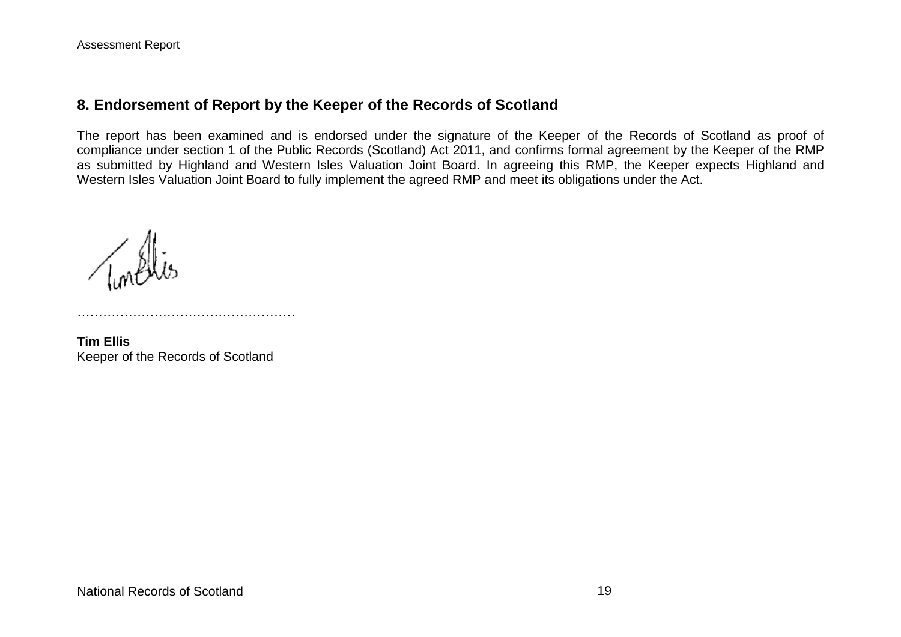## 8. Endorsement of Report by the Keeper of the Records of Scotland

The report has been examined and is endorsed under the signature of the Keeper of the Records of Scotland as proof of compliance under section 1 of the Public Records (Scotland) Act 2011, and confirms formal agreement by the Keeper of the RMP as submitted by Highland and Western Isles Valuation Joint Board. In agreeing this RMP, the Keeper expects Highland and Western Isles Valuation Joint Board to fully implement the agreed RMP and meet its obligations under the Act.

……………………………………………

**Tim Ellis**
Keeper of the Records of Scotland